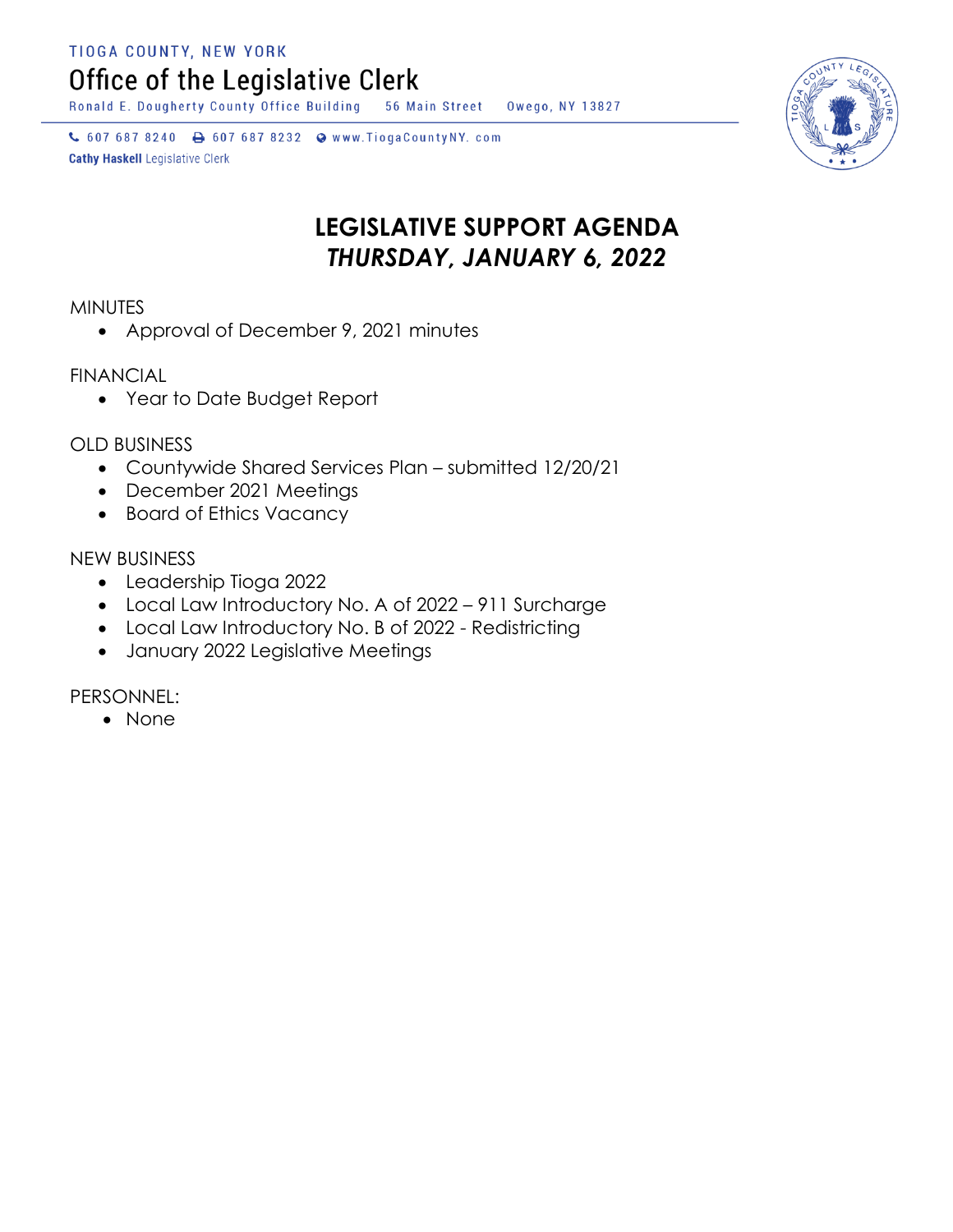TIOGA COUNTY, NEW YORK

# Office of the Legislative Clerk

Ronald E. Dougherty County Office Building 56 Main Street Owego, NY 13827

607 687 8240 607 687 8232 www.TiogaCountyNY. com

**Cathy Haskell** Legislative Clerk

## LEGISLATIVE SUPPORT AGENDA
## *THURSDAY, JANUARY 6, 2022*

MINUTES

- Approval of December 9, 2021 minutes

FINANCIAL

- Year to Date Budget Report

OLD BUSINESS

- Countywide Shared Services Plan – submitted 12/20/21
- December 2021 Meetings
- Board of Ethics Vacancy

NEW BUSINESS

- Leadership Tioga 2022
- Local Law Introductory No. A of 2022 – 911 Surcharge
- Local Law Introductory No. B of 2022 - Redistricting
- January 2022 Legislative Meetings

PERSONNEL:

- None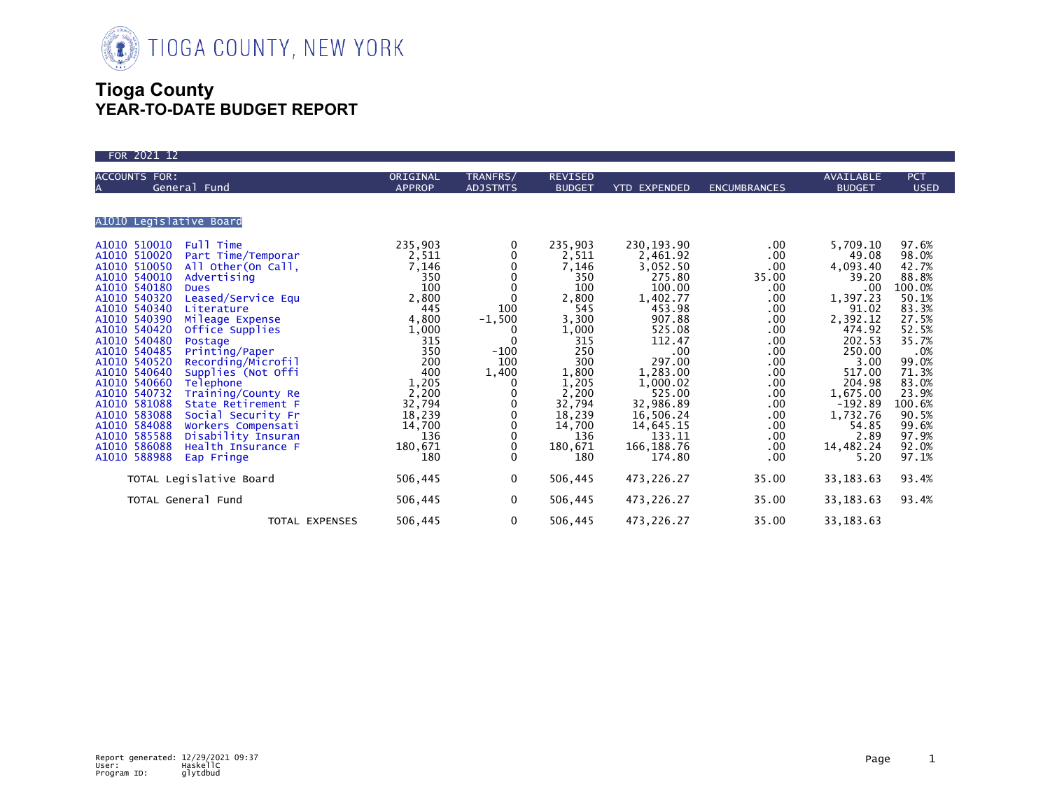TIOGA COUNTY, NEW YORK

# Tioga County
## YEAR-TO-DATE BUDGET REPORT

FOR 2021 12

| ACCOUNTS FOR: A General Fund | | ORIGINAL APPROP | TRANFRS/ ADJSTMTS | REVISED BUDGET | YTD EXPENDED | ENCUMBRANCES | AVAILABLE BUDGET | PCT USED |
|---|---|---|---|---|---|---|---|---|
| **A1010 Legislative Board** | | | | | | | | |
| A1010 510010 | Full Time | 235,903 | 0 | 235,903 | 230,193.90 | .00 | 5,709.10 | 97.6% |
| A1010 510020 | Part Time/Temporar | 2,511 | 0 | 2,511 | 2,461.92 | .00 | 49.08 | 98.0% |
| A1010 510050 | All Other(On Call, | 7,146 | 0 | 7,146 | 3,052.50 | .00 | 4,093.40 | 42.7% |
| A1010 540010 | Advertising | 350 | 0 | 350 | 275.80 | 35.00 | 39.20 | 88.8% |
| A1010 540180 | Dues | 100 | 0 | 100 | 100.00 | .00 | .00 | 100.0% |
| A1010 540320 | Leased/Service Equ | 2,800 | 0 | 2,800 | 1,402.77 | .00 | 1,397.23 | 50.1% |
| A1010 540340 | Literature | 445 | 100 | 545 | 453.98 | .00 | 91.02 | 83.3% |
| A1010 540390 | Mileage Expense | 4,800 | -1,500 | 3,300 | 907.88 | .00 | 2,392.12 | 27.5% |
| A1010 540420 | Office Supplies | 1,000 | 0 | 1,000 | 525.08 | .00 | 474.92 | 52.5% |
| A1010 540480 | Postage | 315 | 0 | 315 | 112.47 | .00 | 202.53 | 35.7% |
| A1010 540485 | Printing/Paper | 350 | -100 | 250 | .00 | .00 | 250.00 | .0% |
| A1010 540520 | Recording/Microfil | 200 | 100 | 300 | 297.00 | .00 | 3.00 | 99.0% |
| A1010 540640 | Supplies (Not Offi | 400 | 1,400 | 1,800 | 1,283.00 | .00 | 517.00 | 71.3% |
| A1010 540660 | Telephone | 1,205 | 0 | 1,205 | 1,000.02 | .00 | 204.98 | 83.0% |
| A1010 540732 | Training/County Re | 2,200 | 0 | 2,200 | 525.00 | .00 | 1,675.00 | 23.9% |
| A1010 581088 | State Retirement F | 32,794 | 0 | 32,794 | 32,986.89 | .00 | -192.89 | 100.6% |
| A1010 583088 | Social Security Fr | 18,239 | 0 | 18,239 | 16,506.24 | .00 | 1,732.76 | 90.5% |
| A1010 584088 | Workers Compensati | 14,700 | 0 | 14,700 | 14,645.15 | .00 | 54.85 | 99.6% |
| A1010 585588 | Disability Insuran | 136 | 0 | 136 | 133.11 | .00 | 2.89 | 97.9% |
| A1010 586088 | Health Insurance F | 180,671 | 0 | 180,671 | 166,188.76 | .00 | 14,482.24 | 92.0% |
| A1010 588988 | Eap Fringe | 180 | 0 | 180 | 174.80 | .00 | 5.20 | 97.1% |
| | TOTAL Legislative Board | 506,445 | 0 | 506,445 | 473,226.27 | 35.00 | 33,183.63 | 93.4% |
| | TOTAL General Fund | 506,445 | 0 | 506,445 | 473,226.27 | 35.00 | 33,183.63 | 93.4% |
| | TOTAL EXPENSES | 506,445 | 0 | 506,445 | 473,226.27 | 35.00 | 33,183.63 | |

Report generated: 12/29/2021 09:37
User: HaskellC
Program ID: glytdbud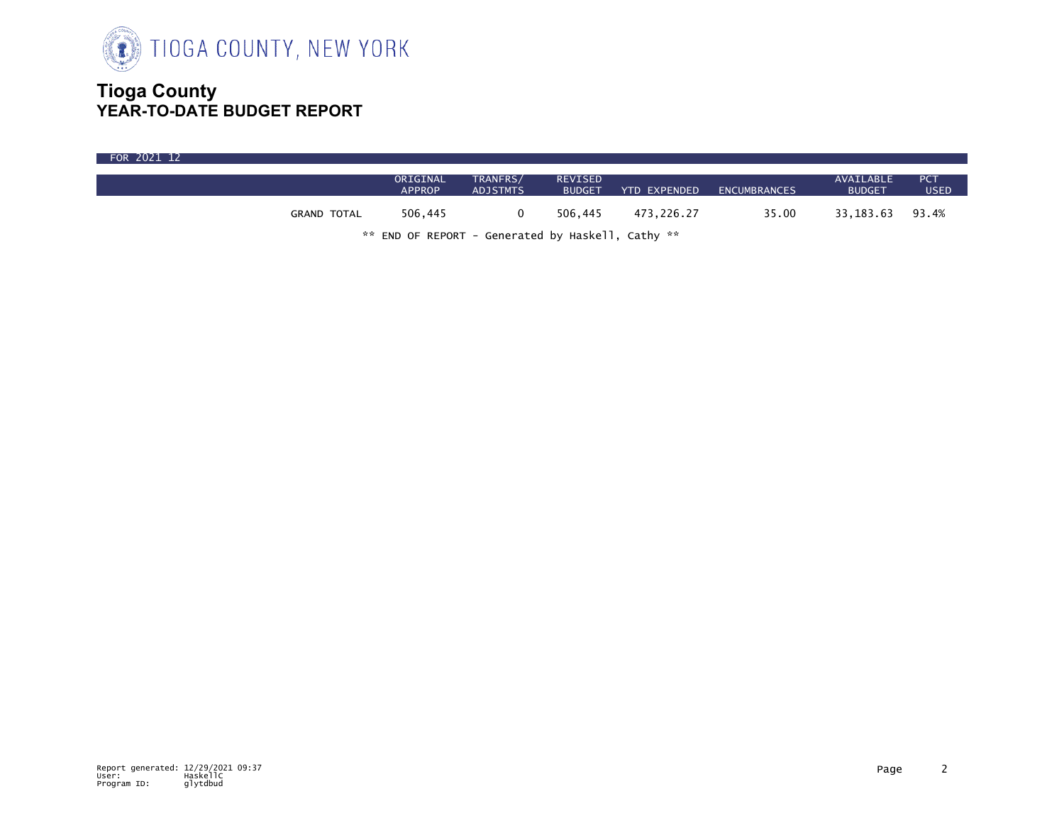TIOGA COUNTY, NEW YORK

# Tioga County
## YEAR-TO-DATE BUDGET REPORT

FOR 2021 12

| | ORIGINAL APPROP | TRANFRS/ ADJSTMTS | REVISED BUDGET | YTD EXPENDED | ENCUMBRANCES | AVAILABLE BUDGET | PCT USED |
|---|---|---|---|---|---|---|---|
| GRAND TOTAL | 506,445 | 0 | 506,445 | 473,226.27 | 35.00 | 33,183.63 | 93.4% |

** END OF REPORT - Generated by Haskell, Cathy **

Report generated: 12/29/2021 09:37
User: HaskellC
Program ID: glytdbud